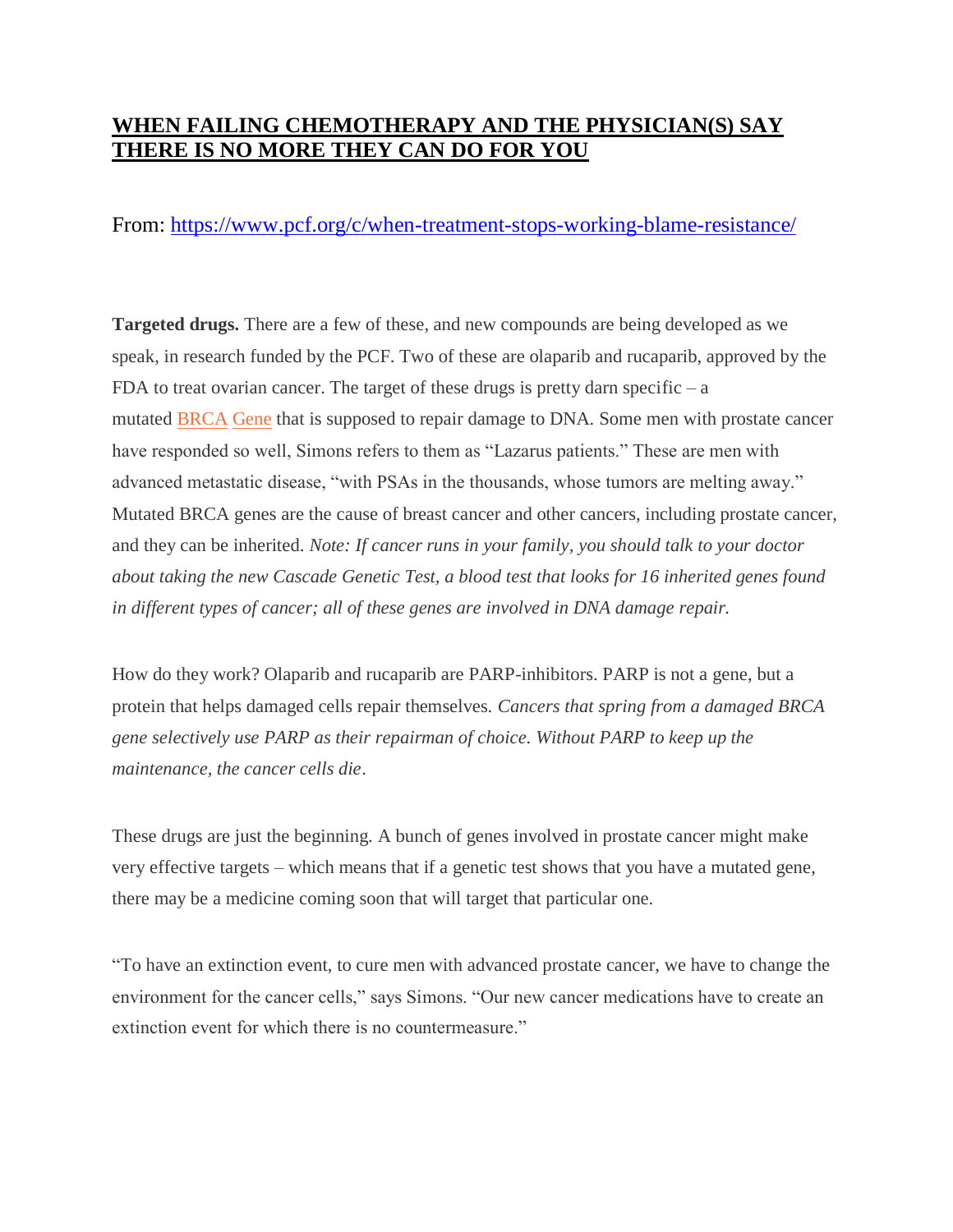# **WHEN FAILING CHEMOTHERAPY AND THE PHYSICIAN(S) SAY THERE IS NO MORE THEY CAN DO FOR YOU**

From: https://www.pcf.org/c/when-treatment-stops-working-blame-resistance/

**Targeted drugs.** There are a few of these, and new compounds are being developed as we speak, in research funded by the PCF. Two of these are olaparib and rucaparib, approved by the FDA to treat ovarian cancer. The target of these drugs is pretty darn specific – a mutated BRCA Gene that is supposed to repair damage to DNA. Some men with prostate cancer have responded so well, Simons refers to them as "Lazarus patients." These are men with advanced metastatic disease, "with PSAs in the thousands, whose tumors are melting away." Mutated BRCA genes are the cause of breast cancer and other cancers, including prostate cancer, and they can be inherited. *Note: If cancer runs in your family, you should talk to your doctor about taking the new Cascade Genetic Test, a blood test that looks for 16 inherited genes found in different types of cancer; all of these genes are involved in DNA damage repair.*

How do they work? Olaparib and rucaparib are PARP-inhibitors. PARP is not a gene, but a protein that helps damaged cells repair themselves. *Cancers that spring from a damaged BRCA gene selectively use PARP as their repairman of choice. Without PARP to keep up the maintenance, the cancer cells die*.

These drugs are just the beginning. A bunch of genes involved in prostate cancer might make very effective targets – which means that if a genetic test shows that you have a mutated gene, there may be a medicine coming soon that will target that particular one.

"To have an extinction event, to cure men with advanced prostate cancer, we have to change the environment for the cancer cells," says Simons. "Our new cancer medications have to create an extinction event for which there is no countermeasure."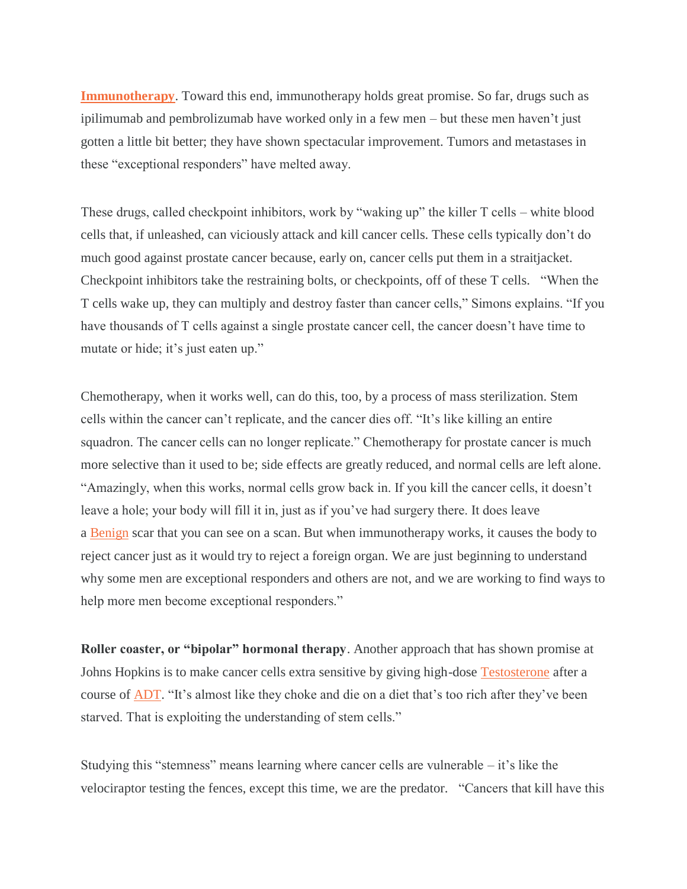**Immunotherapy**. Toward this end, immunotherapy holds great promise. So far, drugs such as ipilimumab and pembrolizumab have worked only in a few men – but these men haven't just gotten a little bit better; they have shown spectacular improvement. Tumors and metastases in these "exceptional responders" have melted away.

These drugs, called checkpoint inhibitors, work by "waking up" the killer T cells – white blood cells that, if unleashed, can viciously attack and kill cancer cells. These cells typically don't do much good against prostate cancer because, early on, cancer cells put them in a straitjacket. Checkpoint inhibitors take the restraining bolts, or checkpoints, off of these T cells. "When the T cells wake up, they can multiply and destroy faster than cancer cells," Simons explains. "If you have thousands of T cells against a single prostate cancer cell, the cancer doesn't have time to mutate or hide; it's just eaten up."

Chemotherapy, when it works well, can do this, too, by a process of mass sterilization. Stem cells within the cancer can't replicate, and the cancer dies off. "It's like killing an entire squadron. The cancer cells can no longer replicate." Chemotherapy for prostate cancer is much more selective than it used to be; side effects are greatly reduced, and normal cells are left alone. "Amazingly, when this works, normal cells grow back in. If you kill the cancer cells, it doesn't leave a hole; your body will fill it in, just as if you've had surgery there. It does leave a Benign scar that you can see on a scan. But when immunotherapy works, it causes the body to reject cancer just as it would try to reject a foreign organ. We are just beginning to understand why some men are exceptional responders and others are not, and we are working to find ways to help more men become exceptional responders."

**Roller coaster, or "bipolar" hormonal therapy**. Another approach that has shown promise at Johns Hopkins is to make cancer cells extra sensitive by giving high-dose Testosterone after a course of ADT. "It's almost like they choke and die on a diet that's too rich after they've been starved. That is exploiting the understanding of stem cells."

Studying this "stemness" means learning where cancer cells are vulnerable – it's like the velociraptor testing the fences, except this time, we are the predator. "Cancers that kill have this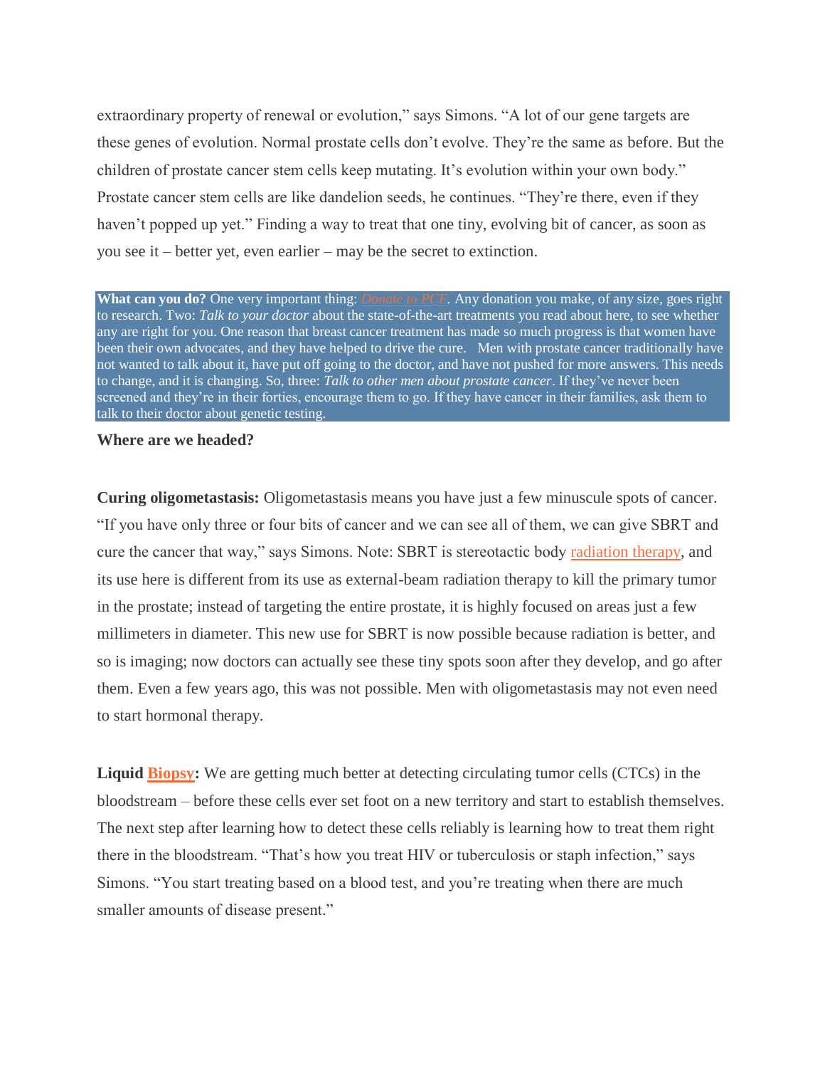extraordinary property of renewal or evolution," says Simons. "A lot of our gene targets are these genes of evolution. Normal prostate cells don't evolve. They're the same as before. But the children of prostate cancer stem cells keep mutating. It's evolution within your own body." Prostate cancer stem cells are like dandelion seeds, he continues. "They're there, even if they haven't popped up yet." Finding a way to treat that one tiny, evolving bit of cancer, as soon as you see it – better yet, even earlier – may be the secret to extinction.

**What can you do?** One very important thing: *Donate to PCF*. Any donation you make, of any size, goes right to research. Two: *Talk to your doctor* about the state-of-the-art treatments you read about here, to see whether any are right for you. One reason that breast cancer treatment has made so much progress is that women have been their own advocates, and they have helped to drive the cure. Men with prostate cancer traditionally have not wanted to talk about it, have put off going to the doctor, and have not pushed for more answers. This needs to change, and it is changing. So, three: *Talk to other men about prostate cancer*. If they've never been screened and they're in their forties, encourage them to go. If they have cancer in their families, ask them to talk to their doctor about genetic testing.

**Where are we headed?**

**Curing oligometastasis:** Oligometastasis means you have just a few minuscule spots of cancer. "If you have only three or four bits of cancer and we can see all of them, we can give SBRT and cure the cancer that way," says Simons. Note: SBRT is stereotactic body radiation therapy, and its use here is different from its use as external-beam radiation therapy to kill the primary tumor in the prostate; instead of targeting the entire prostate, it is highly focused on areas just a few millimeters in diameter. This new use for SBRT is now possible because radiation is better, and so is imaging; now doctors can actually see these tiny spots soon after they develop, and go after them. Even a few years ago, this was not possible. Men with oligometastasis may not even need to start hormonal therapy.

**Liquid Biopsy:** We are getting much better at detecting circulating tumor cells (CTCs) in the bloodstream – before these cells ever set foot on a new territory and start to establish themselves. The next step after learning how to detect these cells reliably is learning how to treat them right there in the bloodstream. "That's how you treat HIV or tuberculosis or staph infection," says Simons. "You start treating based on a blood test, and you're treating when there are much smaller amounts of disease present."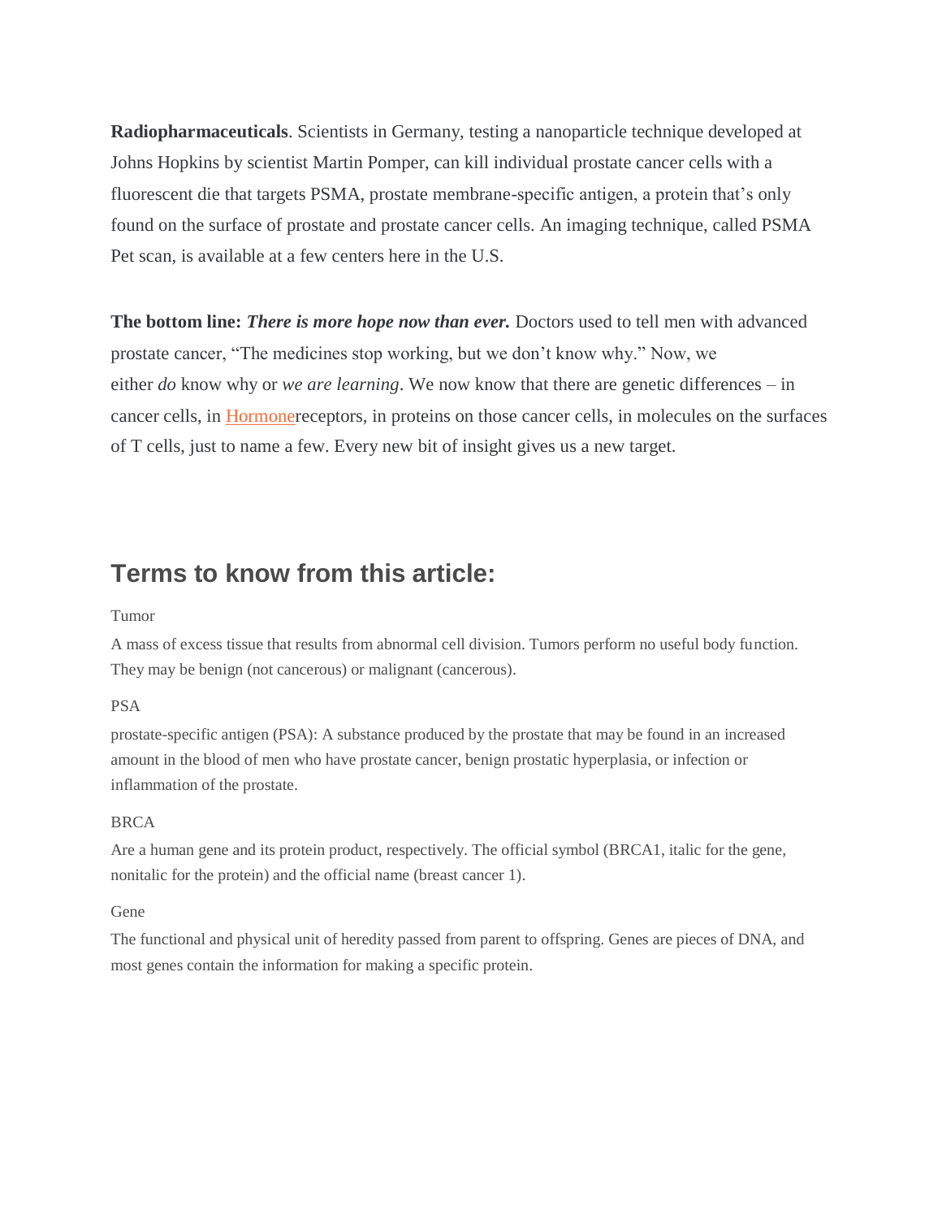**Radiopharmaceuticals**. Scientists in Germany, testing a nanoparticle technique developed at Johns Hopkins by scientist Martin Pomper, can kill individual prostate cancer cells with a fluorescent die that targets PSMA, prostate membrane-specific antigen, a protein that's only found on the surface of prostate and prostate cancer cells. An imaging technique, called PSMA Pet scan, is available at a few centers here in the U.S.

**The bottom line:** ***There is more hope now than ever.*** Doctors used to tell men with advanced prostate cancer, "The medicines stop working, but we don't know why." Now, we either *do* know why or *we are learning*. We now know that there are genetic differences – in cancer cells, in Hormonereceptors, in proteins on those cancer cells, in molecules on the surfaces of T cells, just to name a few. Every new bit of insight gives us a new target.

## Terms to know from this article:

Tumor

A mass of excess tissue that results from abnormal cell division. Tumors perform no useful body function. They may be benign (not cancerous) or malignant (cancerous).

PSA

prostate-specific antigen (PSA): A substance produced by the prostate that may be found in an increased amount in the blood of men who have prostate cancer, benign prostatic hyperplasia, or infection or inflammation of the prostate.

BRCA

Are a human gene and its protein product, respectively. The official symbol (BRCA1, italic for the gene, nonitalic for the protein) and the official name (breast cancer 1).

Gene

The functional and physical unit of heredity passed from parent to offspring. Genes are pieces of DNA, and most genes contain the information for making a specific protein.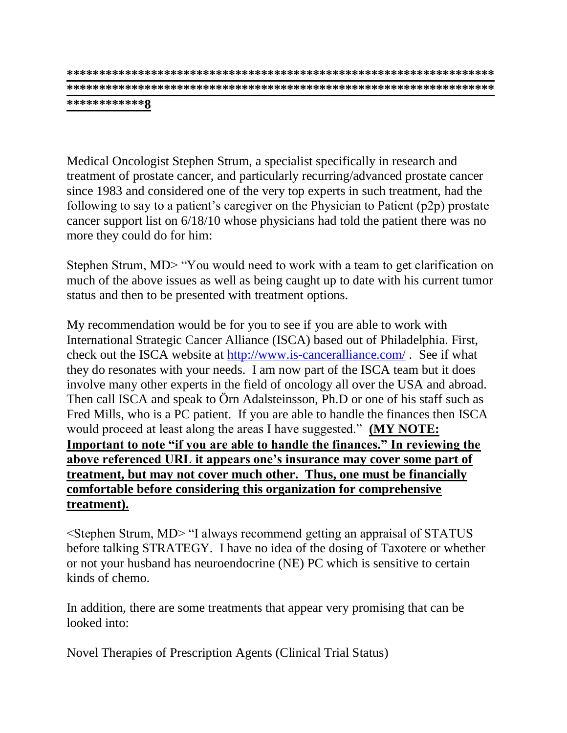**************************************************************************************************************************************************8**

Medical Oncologist Stephen Strum, a specialist specifically in research and treatment of prostate cancer, and particularly recurring/advanced prostate cancer since 1983 and considered one of the very top experts in such treatment, had the following to say to a patient's caregiver on the Physician to Patient (p2p) prostate cancer support list on 6/18/10 whose physicians had told the patient there was no more they could do for him:

Stephen Strum, MD> "You would need to work with a team to get clarification on much of the above issues as well as being caught up to date with his current tumor status and then to be presented with treatment options.

My recommendation would be for you to see if you are able to work with International Strategic Cancer Alliance (ISCA) based out of Philadelphia. First, check out the ISCA website at [http://www.is-canceralliance.com/](http://www.is-canceralliance.com/) . See if what they do resonates with your needs. I am now part of the ISCA team but it does involve many other experts in the field of oncology all over the USA and abroad. Then call ISCA and speak to Örn Adalsteinsson, Ph.D or one of his staff such as Fred Mills, who is a PC patient. If you are able to handle the finances then ISCA would proceed at least along the areas I have suggested." **(MY NOTE: Important to note "if you are able to handle the finances." In reviewing the above referenced URL it appears one's insurance may cover some part of treatment, but may not cover much other. Thus, one must be financially comfortable before considering this organization for comprehensive treatment).**

<Stephen Strum, MD> "I always recommend getting an appraisal of STATUS before talking STRATEGY. I have no idea of the dosing of Taxotere or whether or not your husband has neuroendocrine (NE) PC which is sensitive to certain kinds of chemo.

In addition, there are some treatments that appear very promising that can be looked into:

Novel Therapies of Prescription Agents (Clinical Trial Status)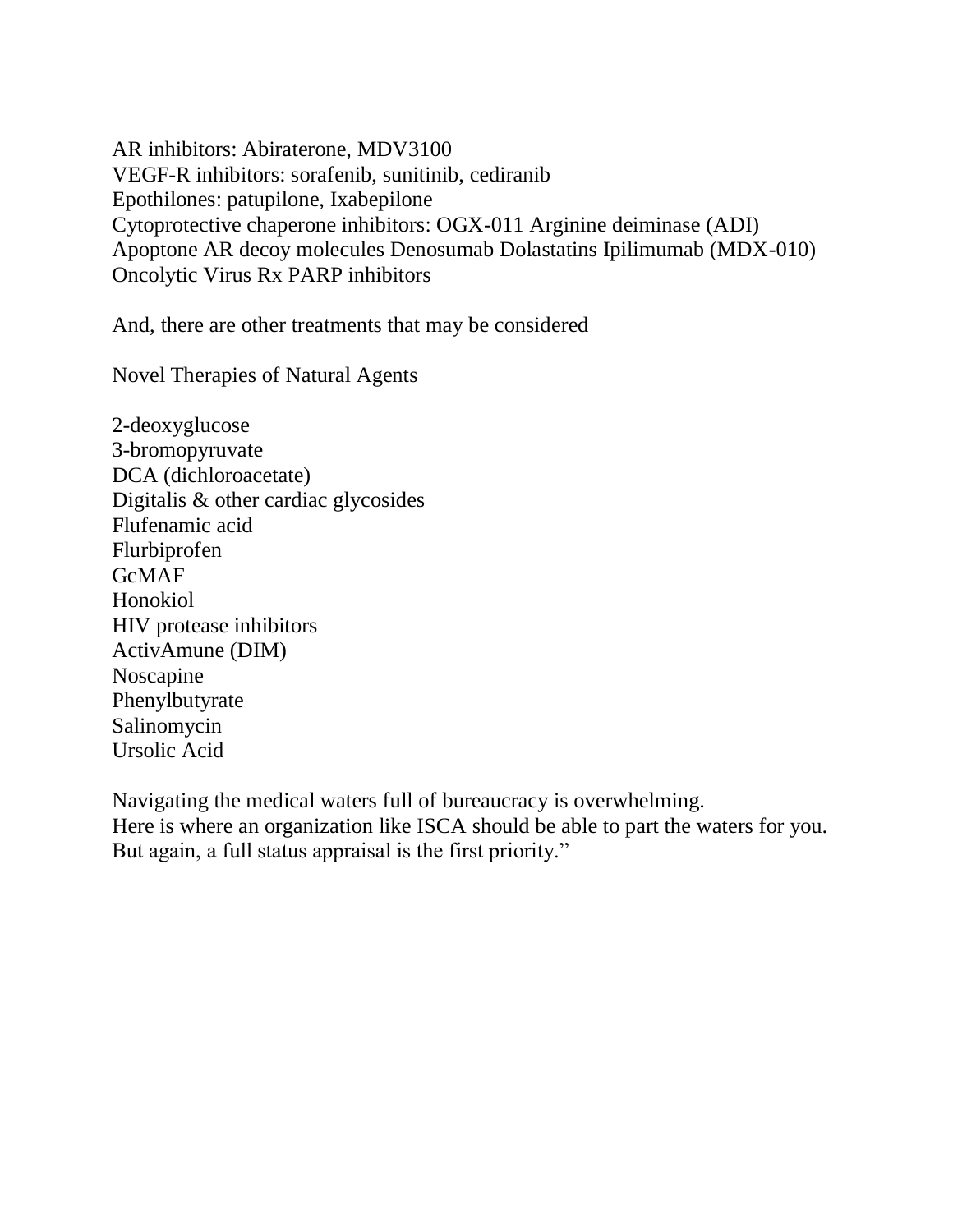AR inhibitors: Abiraterone, MDV3100
VEGF-R inhibitors: sorafenib, sunitinib, cediranib
Epothilones: patupilone, Ixabepilone
Cytoprotective chaperone inhibitors: OGX-011 Arginine deiminase (ADI)
Apoptone AR decoy molecules Denosumab Dolastatins Ipilimumab (MDX-010)
Oncolytic Virus Rx PARP inhibitors

And, there are other treatments that may be considered

Novel Therapies of Natural Agents

2-deoxyglucose
3-bromopyruvate
DCA (dichloroacetate)
Digitalis & other cardiac glycosides
Flufenamic acid
Flurbiprofen
GcMAF
Honokiol
HIV protease inhibitors
ActivAmune (DIM)
Noscapine
Phenylbutyrate
Salinomycin
Ursolic Acid

Navigating the medical waters full of bureaucracy is overwhelming.
Here is where an organization like ISCA should be able to part the waters for you.
But again, a full status appraisal is the first priority."